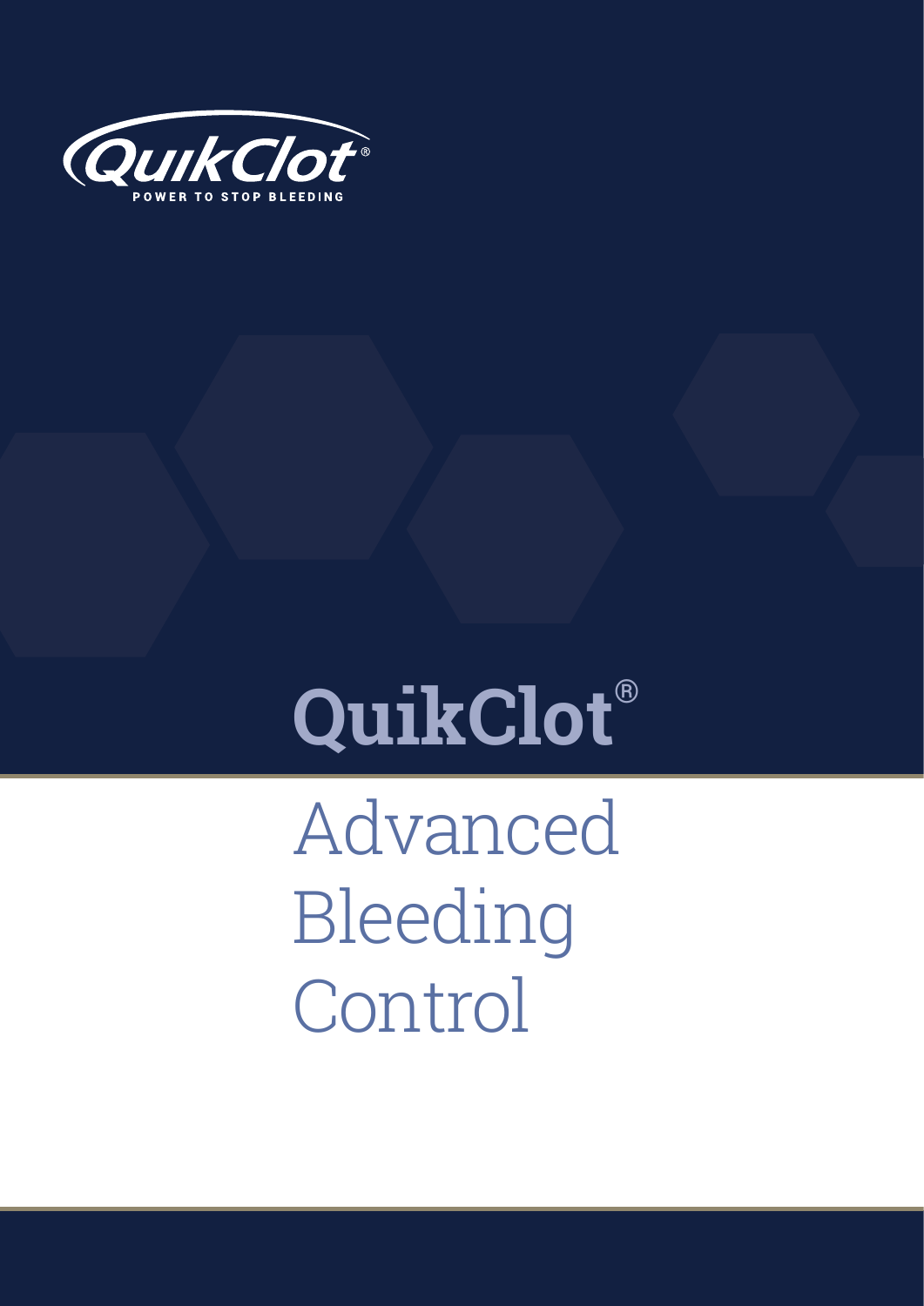QuikClot®

POWER TO STOP BLEEDING

# QuikClot®

# Advanced Bleeding Control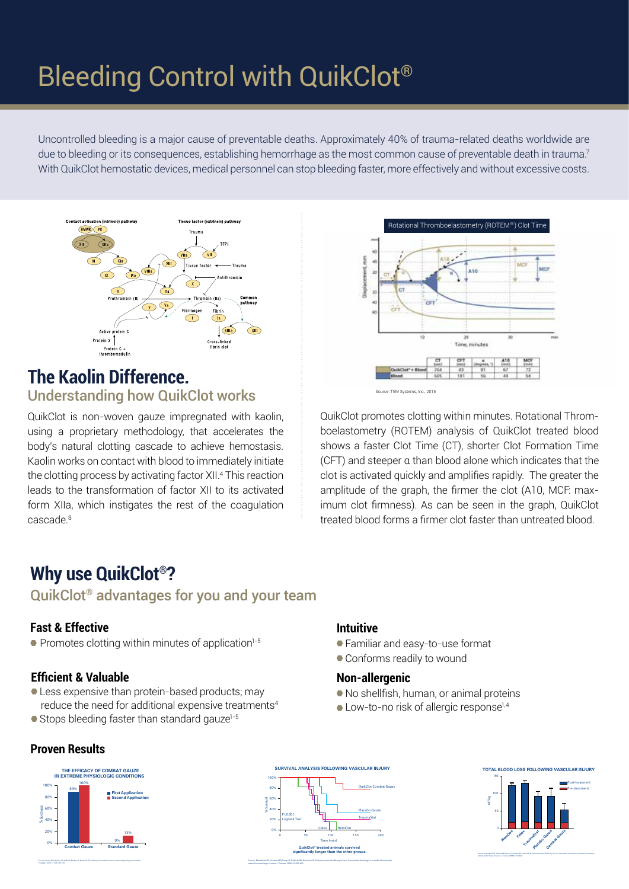# Bleeding Control with QuikClot®

Uncontrolled bleeding is a major cause of preventable deaths. Approximately 40% of trauma-related deaths worldwide are due to bleeding or its consequences, establishing hemorrhage as the most common cause of preventable death in trauma.[7] With QuikClot hemostatic devices, medical personnel can stop bleeding faster, more effectively and without excessive costs.

## The Kaolin Difference.

### Understanding how QuikClot works

QuikClot is non-woven gauze impregnated with kaolin, using a proprietary methodology, that accelerates the body's natural clotting cascade to achieve hemostasis. Kaolin works on contact with blood to immediately initiate the clotting process by activating factor XII.[4] This reaction leads to the transformation of factor XII to its activated form XIIa, which instigates the rest of the coagulation cascade.[8]

Rotational Thromboelastometry (ROTEM®) Clot Time

| | CT (sec) | CFT (sec) | α (degrees, °) | A10 (mm) | MCF (mm) |
|---|---|---|---|---|---|
| QuikClot® + Blood | 204 | 43 | 81 | 67 | 72 |
| Blood | 605 | 181 | 56 | 44 | 54 |

Source: TEM Systems, Inc., 2015

QuikClot promotes clotting within minutes. Rotational Thromboelastometry (ROTEM) analysis of QuikClot treated blood shows a faster Clot Time (CT), shorter Clot Formation Time (CFT) and steeper α than blood alone which indicates that the clot is activated quickly and amplifies rapidly. The greater the amplitude of the graph, the firmer the clot (A10, MCF: maximum clot firmness). As can be seen in the graph, QuikClot treated blood forms a firmer clot faster than untreated blood.

## Why use QuikClot®?

### QuikClot® advantages for you and your team

**Fast & Effective**

- Promotes clotting within minutes of application[1-5]

**Efficient & Valuable**

- Less expensive than protein-based products; may reduce the need for additional expensive treatments[4]
- Stops bleeding faster than standard gauze[1-5]

**Intuitive**

- Familiar and easy-to-use format
- Conforms readily to wound

**Non-allergenic**

- No shellfish, human, or animal proteins
- Low-to-no risk of allergic response[1,4]

### Proven Results

THE EFFICACY OF COMBAT GAUZE IN EXTREME PHYSIOLOGIC CONDITIONS

SURVIVAL ANALYSIS FOLLOWING VASCULAR INJURY

QuikClot® treated animals survived significantly longer than the other groups.

TOTAL BLOOD LOSS FOLLOWING VASCULAR INJURY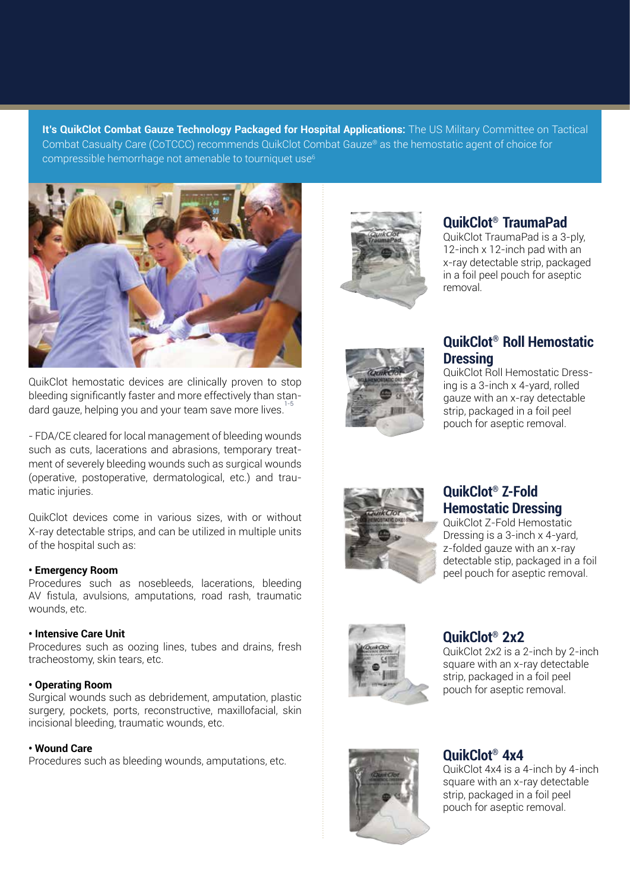**It's QuikClot Combat Gauze Technology Packaged for Hospital Applications:** The US Military Committee on Tactical Combat Casualty Care (CoTCCC) recommends QuikClot Combat Gauze® as the hemostatic agent of choice for compressible hemorrhage not amenable to tourniquet use[6]

QuikClot hemostatic devices are clinically proven to stop bleeding significantly faster and more effectively than standard gauze, helping you and your team save more lives.[1-5]

- FDA/CE cleared for local management of bleeding wounds such as cuts, lacerations and abrasions, temporary treatment of severely bleeding wounds such as surgical wounds (operative, postoperative, dermatological, etc.) and traumatic injuries.

QuikClot devices come in various sizes, with or without X-ray detectable strips, and can be utilized in multiple units of the hospital such as:

**• Emergency Room**
Procedures such as nosebleeds, lacerations, bleeding AV fistula, avulsions, amputations, road rash, traumatic wounds, etc.

**• Intensive Care Unit**
Procedures such as oozing lines, tubes and drains, fresh tracheostomy, skin tears, etc.

**• Operating Room**
Surgical wounds such as debridement, amputation, plastic surgery, pockets, ports, reconstructive, maxillofacial, skin incisional bleeding, traumatic wounds, etc.

**• Wound Care**
Procedures such as bleeding wounds, amputations, etc.

## QuikClot® TraumaPad

QuikClot TraumaPad is a 3-ply, 12-inch x 12-inch pad with an x-ray detectable strip, packaged in a foil peel pouch for aseptic removal.

## QuikClot® Roll Hemostatic Dressing

QuikClot Roll Hemostatic Dressing is a 3-inch x 4-yard, rolled gauze with an x-ray detectable strip, packaged in a foil peel pouch for aseptic removal.

## QuikClot® Z-Fold Hemostatic Dressing

QuikClot Z-Fold Hemostatic Dressing is a 3-inch x 4-yard, z-folded gauze with an x-ray detectable stip, packaged in a foil peel pouch for aseptic removal.

## QuikClot® 2x2

QuikClot 2x2 is a 2-inch by 2-inch square with an x-ray detectable strip, packaged in a foil peel pouch for aseptic removal.

## QuikClot® 4x4

QuikClot 4x4 is a 4-inch by 4-inch square with an x-ray detectable strip, packaged in a foil peel pouch for aseptic removal.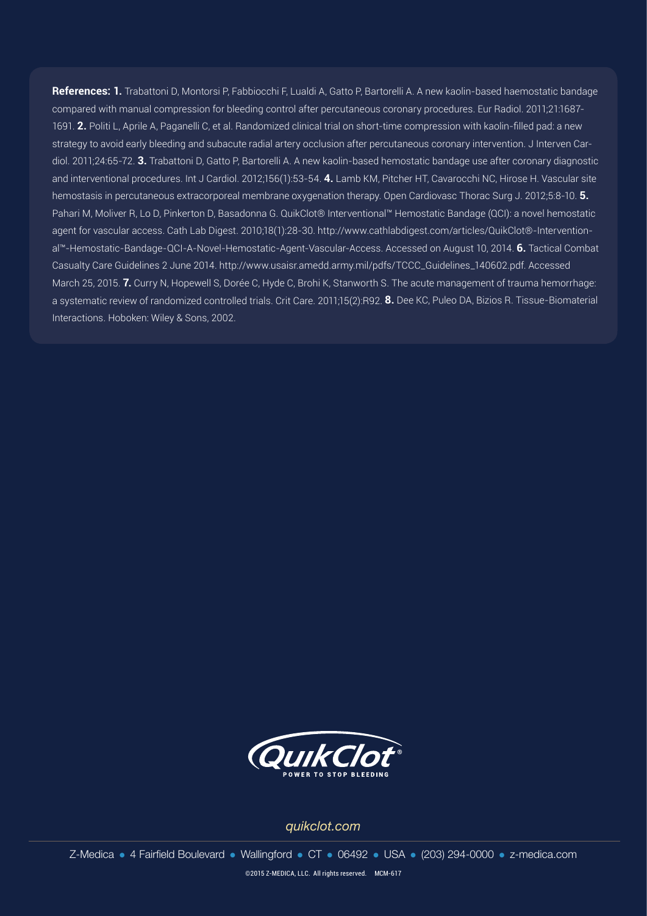**References: 1.** Trabattoni D, Montorsi P, Fabbiocchi F, Lualdi A, Gatto P, Bartorelli A. A new kaolin-based haemostatic bandage compared with manual compression for bleeding control after percutaneous coronary procedures. Eur Radiol. 2011;21:1687-1691. **2.** Politi L, Aprile A, Paganelli C, et al. Randomized clinical trial on short-time compression with kaolin-filled pad: a new strategy to avoid early bleeding and subacute radial artery occlusion after percutaneous coronary intervention. J Interven Cardiol. 2011;24:65-72. **3.** Trabattoni D, Gatto P, Bartorelli A. A new kaolin-based hemostatic bandage use after coronary diagnostic and interventional procedures. Int J Cardiol. 2012;156(1):53-54. **4.** Lamb KM, Pitcher HT, Cavarocchi NC, Hirose H. Vascular site hemostasis in percutaneous extracorporeal membrane oxygenation therapy. Open Cardiovasc Thorac Surg J. 2012;5:8-10. **5.** Pahari M, Moliver R, Lo D, Pinkerton D, Basadonna G. QuikClot® Interventional™ Hemostatic Bandage (QCI): a novel hemostatic agent for vascular access. Cath Lab Digest. 2010;18(1):28-30. http://www.cathlabdigest.com/articles/QuikClot®-Interventional™-Hemostatic-Bandage-QCI-A-Novel-Hemostatic-Agent-Vascular-Access. Accessed on August 10, 2014. **6.** Tactical Combat Casualty Care Guidelines 2 June 2014. http://www.usaisr.amedd.army.mil/pdfs/TCCC_Guidelines_140602.pdf. Accessed March 25, 2015. **7.** Curry N, Hopewell S, Dorée C, Hyde C, Brohi K, Stanworth S. The acute management of trauma hemorrhage: a systematic review of randomized controlled trials. Crit Care. 2011;15(2):R92. **8.** Dee KC, Puleo DA, Bizios R. Tissue-Biomaterial Interactions. Hoboken: Wiley & Sons, 2002.

QuikClot®

POWER TO STOP BLEEDING

*quikclot.com*

Z-Medica • 4 Fairfield Boulevard • Wallingford • CT • 06492 • USA • (203) 294-0000 • z-medica.com

©2015 Z-MEDICA, LLC. All rights reserved. MCM-617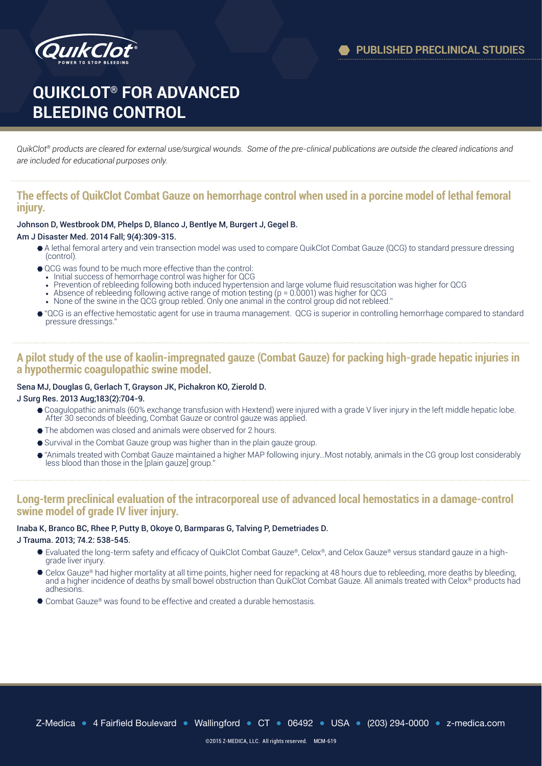# QUIKCLOT® FOR ADVANCED BLEEDING CONTROL

PUBLISHED PRECLINICAL STUDIES

*QuikClot® products are cleared for external use/surgical wounds. Some of the pre-clinical publications are outside the cleared indications and are included for educational purposes only.*

## The effects of QuikClot Combat Gauze on hemorrhage control when used in a porcine model of lethal femoral injury.

Johnson D, Westbrook DM, Phelps D, Blanco J, Bentlye M, Burgert J, Gegel B.

Am J Disaster Med. 2014 Fall; 9(4):309-315.

- A lethal femoral artery and vein transection model was used to compare QuikClot Combat Gauze (QCG) to standard pressure dressing (control).
- QCG was found to be much more effective than the control:
  - Initial success of hemorrhage control was higher for QCG
  - Prevention of rebleeding following both induced hypertension and large volume fluid resuscitation was higher for QCG
  - Absence of rebleeding following active range of motion testing ($p = 0.0001$) was higher for QCG
  - None of the swine in the QCG group rebled. Only one animal in the control group did not rebleed."
- "QCG is an effective hemostatic agent for use in trauma management. QCG is superior in controlling hemorrhage compared to standard pressure dressings."

## A pilot study of the use of kaolin-impregnated gauze (Combat Gauze) for packing high-grade hepatic injuries in a hypothermic coagulopathic swine model.

Sena MJ, Douglas G, Gerlach T, Grayson JK, Pichakron KO, Zierold D.

J Surg Res. 2013 Aug;183(2):704-9.

- Coagulopathic animals (60% exchange transfusion with Hextend) were injured with a grade V liver injury in the left middle hepatic lobe. After 30 seconds of bleeding, Combat Gauze or control gauze was applied.
- The abdomen was closed and animals were observed for 2 hours.
- Survival in the Combat Gauze group was higher than in the plain gauze group.
- "Animals treated with Combat Gauze maintained a higher MAP following injury...Most notably, animals in the CG group lost considerably less blood than those in the [plain gauze] group."

## Long-term preclinical evaluation of the intracorporeal use of advanced local hemostatics in a damage-control swine model of grade IV liver injury.

Inaba K, Branco BC, Rhee P, Putty B, Okoye O, Barmparas G, Talving P, Demetriades D.

J Trauma. 2013; 74.2: 538-545.

- Evaluated the long-term safety and efficacy of QuikClot Combat Gauze®, Celox®, and Celox Gauze® versus standard gauze in a high-grade liver injury.
- Celox Gauze® had higher mortality at all time points, higher need for repacking at 48 hours due to rebleeding, more deaths by bleeding, and a higher incidence of deaths by small bowel obstruction than QuikClot Combat Gauze. All animals treated with Celox® products had adhesions.
- Combat Gauze® was found to be effective and created a durable hemostasis.

Z-Medica • 4 Fairfield Boulevard • Wallingford • CT • 06492 • USA • (203) 294-0000 • z-medica.com

©2015 Z-MEDICA, LLC. All rights reserved. MCM-619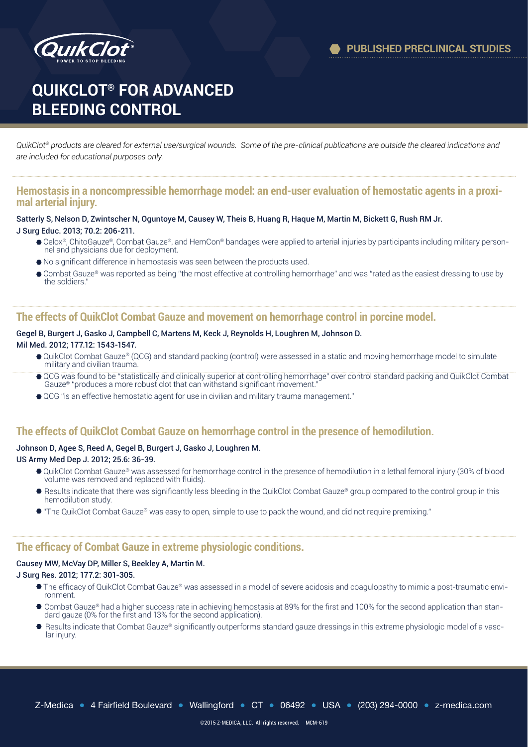# QUIKCLOT® FOR ADVANCED BLEEDING CONTROL

PUBLISHED PRECLINICAL STUDIES

*QuikClot® products are cleared for external use/surgical wounds. Some of the pre-clinical publications are outside the cleared indications and are included for educational purposes only.*

## Hemostasis in a noncompressible hemorrhage model: an end-user evaluation of hemostatic agents in a proximal arterial injury.

Satterly S, Nelson D, Zwintscher N, Oguntoye M, Causey W, Theis B, Huang R, Haque M, Martin M, Bickett G, Rush RM Jr.
J Surg Educ. 2013; 70.2: 206-211.

- Celox®, ChitoGauze®, Combat Gauze®, and HemCon® bandages were applied to arterial injuries by participants including military personnel and physicians due for deployment.
- No significant difference in hemostasis was seen between the products used.
- Combat Gauze® was reported as being "the most effective at controlling hemorrhage" and was "rated as the easiest dressing to use by the soldiers."

## The effects of QuikClot Combat Gauze and movement on hemorrhage control in porcine model.

Gegel B, Burgert J, Gasko J, Campbell C, Martens M, Keck J, Reynolds H, Loughren M, Johnson D.
Mil Med. 2012; 177.12: 1543-1547.

- QuikClot Combat Gauze® (QCG) and standard packing (control) were assessed in a static and moving hemorrhage model to simulate military and civilian trauma.
- QCG was found to be "statistically and clinically superior at controlling hemorrhage" over control standard packing and QuikClot Combat Gauze® "produces a more robust clot that can withstand significant movement."
- QCG "is an effective hemostatic agent for use in civilian and military trauma management."

## The effects of QuikClot Combat Gauze on hemorrhage control in the presence of hemodilution.

Johnson D, Agee S, Reed A, Gegel B, Burgert J, Gasko J, Loughren M.
US Army Med Dep J. 2012; 25.6: 36-39.

- QuikClot Combat Gauze® was assessed for hemorrhage control in the presence of hemodilution in a lethal femoral injury (30% of blood volume was removed and replaced with fluids).
- Results indicate that there was significantly less bleeding in the QuikClot Combat Gauze® group compared to the control group in this hemodilution study.
- "The QuikClot Combat Gauze® was easy to open, simple to use to pack the wound, and did not require premixing."

## The efficacy of Combat Gauze in extreme physiologic conditions.

Causey MW, McVay DP, Miller S, Beekley A, Martin M.
J Surg Res. 2012; 177.2: 301-305.

- The efficacy of QuikClot Combat Gauze® was assessed in a model of severe acidosis and coagulopathy to mimic a post-traumatic environment.
- Combat Gauze® had a higher success rate in achieving hemostasis at 89% for the first and 100% for the second application than standard gauze (0% for the first and 13% for the second application).
- Results indicate that Combat Gauze® significantly outperforms standard gauze dressings in this extreme physiologic model of a vascular injury.

Z-Medica • 4 Fairfield Boulevard • Wallingford • CT • 06492 • USA • (203) 294-0000 • z-medica.com

©2015 Z-MEDICA, LLC. All rights reserved. MCM-619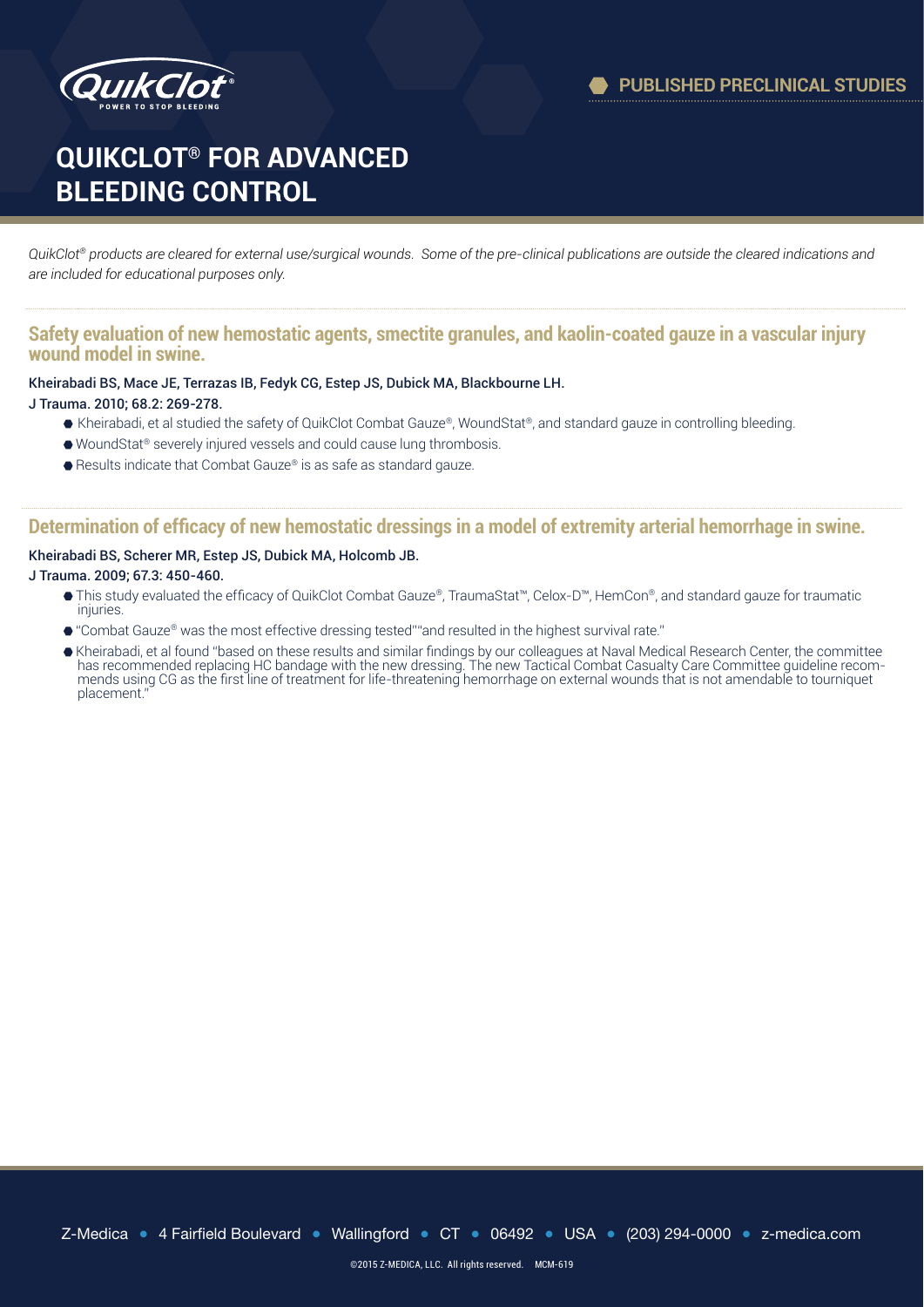# QUIKCLOT® FOR ADVANCED BLEEDING CONTROL

PUBLISHED PRECLINICAL STUDIES

*QuikClot® products are cleared for external use/surgical wounds. Some of the pre-clinical publications are outside the cleared indications and are included for educational purposes only.*

## Safety evaluation of new hemostatic agents, smectite granules, and kaolin-coated gauze in a vascular injury wound model in swine.

Kheirabadi BS, Mace JE, Terrazas IB, Fedyk CG, Estep JS, Dubick MA, Blackbourne LH.

J Trauma. 2010; 68.2: 269-278.

- Kheirabadi, et al studied the safety of QuikClot Combat Gauze®, WoundStat®, and standard gauze in controlling bleeding.
- WoundStat® severely injured vessels and could cause lung thrombosis.
- Results indicate that Combat Gauze® is as safe as standard gauze.

## Determination of efficacy of new hemostatic dressings in a model of extremity arterial hemorrhage in swine.

Kheirabadi BS, Scherer MR, Estep JS, Dubick MA, Holcomb JB.

J Trauma. 2009; 67.3: 450-460.

- This study evaluated the efficacy of QuikClot Combat Gauze®, TraumaStat™, Celox-D™, HemCon®, and standard gauze for traumatic injuries.
- "Combat Gauze® was the most effective dressing tested""and resulted in the highest survival rate."
- Kheirabadi, et al found "based on these results and similar findings by our colleagues at Naval Medical Research Center, the committee has recommended replacing HC bandage with the new dressing. The new Tactical Combat Casualty Care Committee guideline recommends using CG as the first line of treatment for life-threatening hemorrhage on external wounds that is not amendable to tourniquet placement."

Z-Medica • 4 Fairfield Boulevard • Wallingford • CT • 06492 • USA • (203) 294-0000 • z-medica.com

©2015 Z-MEDICA, LLC. All rights reserved. MCM-619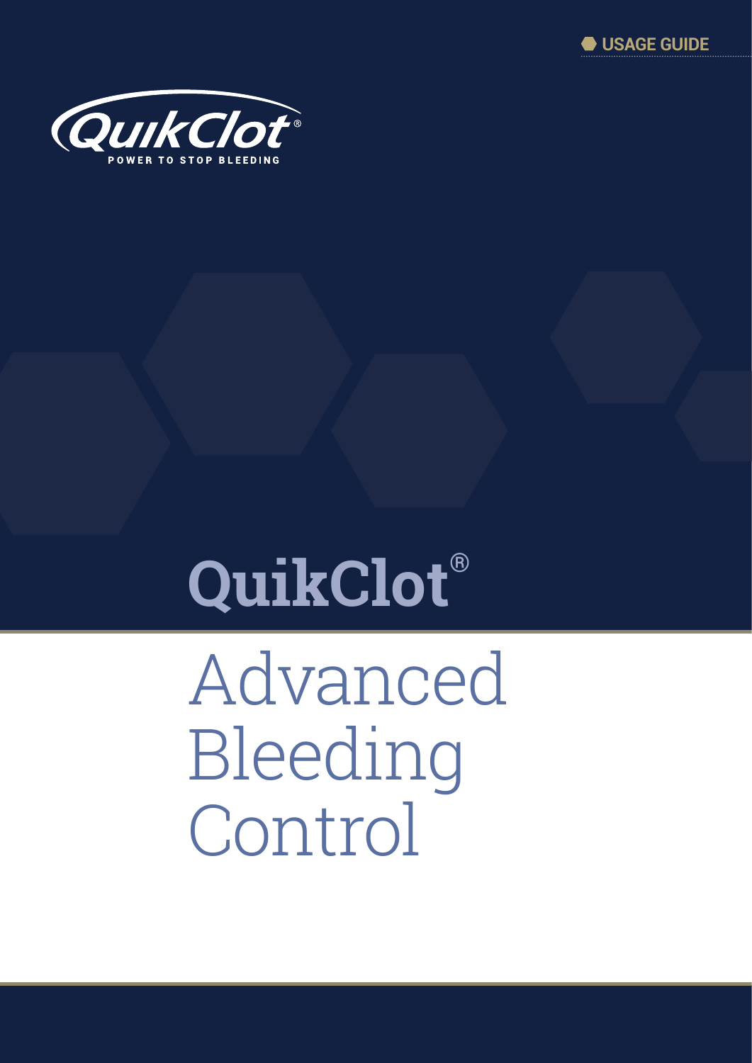USAGE GUIDE

QuikClot®

POWER TO STOP BLEEDING

# QuikClot®

# Advanced Bleeding Control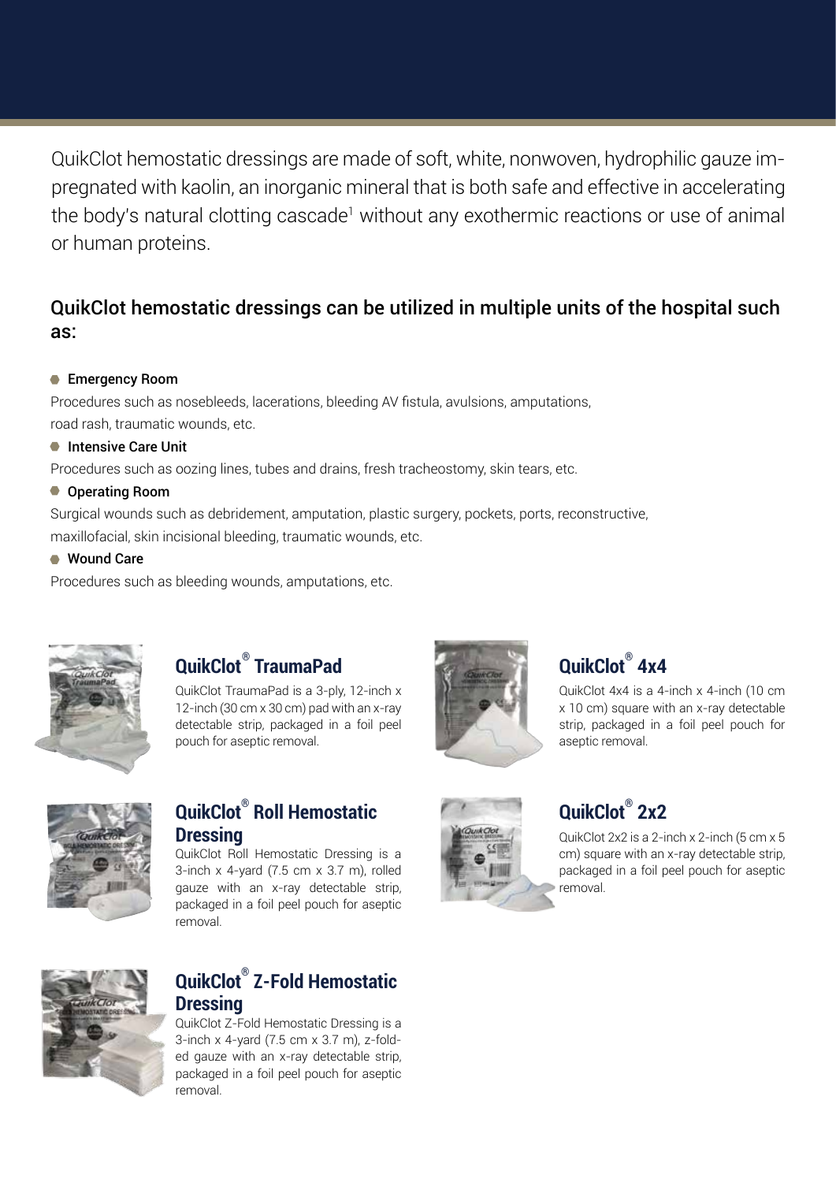QuikClot hemostatic dressings are made of soft, white, nonwoven, hydrophilic gauze impregnated with kaolin, an inorganic mineral that is both safe and effective in accelerating the body's natural clotting cascade[1] without any exothermic reactions or use of animal or human proteins.

## QuikClot hemostatic dressings can be utilized in multiple units of the hospital such as:

- **Emergency Room**

Procedures such as nosebleeds, lacerations, bleeding AV fistula, avulsions, amputations, road rash, traumatic wounds, etc.

- **Intensive Care Unit**

Procedures such as oozing lines, tubes and drains, fresh tracheostomy, skin tears, etc.

- **Operating Room**

Surgical wounds such as debridement, amputation, plastic surgery, pockets, ports, reconstructive, maxillofacial, skin incisional bleeding, traumatic wounds, etc.

- **Wound Care**

Procedures such as bleeding wounds, amputations, etc.

### QuikClot® TraumaPad

QuikClot TraumaPad is a 3-ply, 12-inch x 12-inch (30 cm x 30 cm) pad with an x-ray detectable strip, packaged in a foil peel pouch for aseptic removal.

### QuikClot® 4x4

QuikClot 4x4 is a 4-inch x 4-inch (10 cm x 10 cm) square with an x-ray detectable strip, packaged in a foil peel pouch for aseptic removal.

### QuikClot® Roll Hemostatic Dressing

QuikClot Roll Hemostatic Dressing is a 3-inch x 4-yard (7.5 cm x 3.7 m), rolled gauze with an x-ray detectable strip, packaged in a foil peel pouch for aseptic removal.

### QuikClot® 2x2

QuikClot 2x2 is a 2-inch x 2-inch (5 cm x 5 cm) square with an x-ray detectable strip, packaged in a foil peel pouch for aseptic removal.

### QuikClot® Z-Fold Hemostatic Dressing

QuikClot Z-Fold Hemostatic Dressing is a 3-inch x 4-yard (7.5 cm x 3.7 m), z-folded gauze with an x-ray detectable strip, packaged in a foil peel pouch for aseptic removal.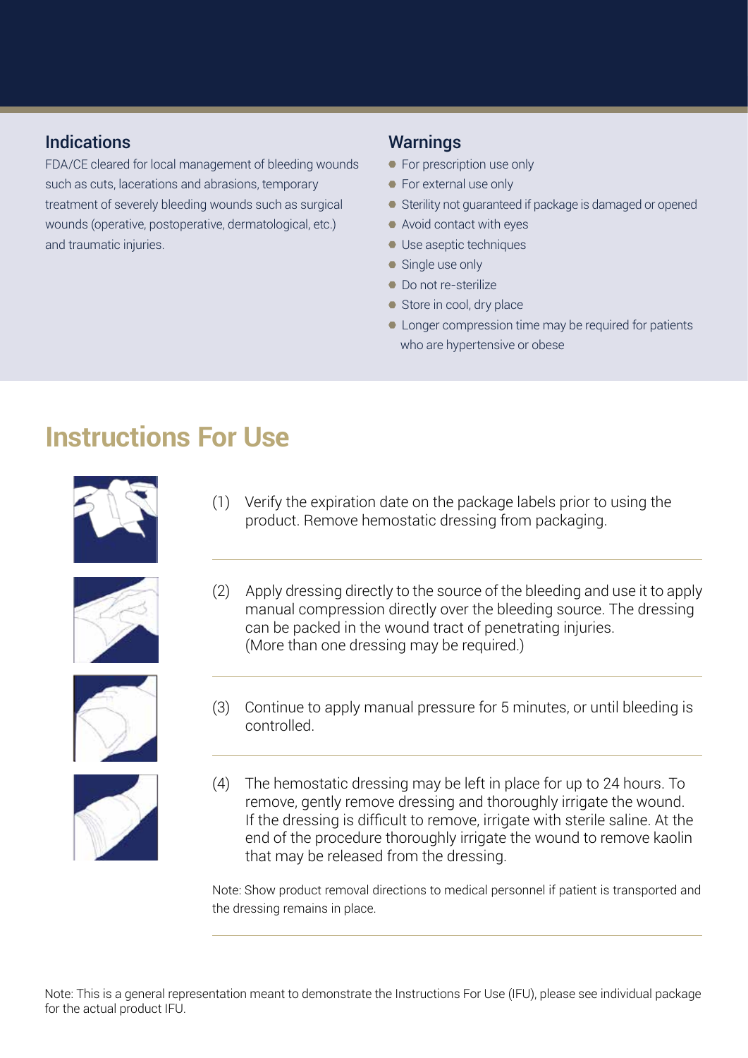## Indications

FDA/CE cleared for local management of bleeding wounds such as cuts, lacerations and abrasions, temporary treatment of severely bleeding wounds such as surgical wounds (operative, postoperative, dermatological, etc.) and traumatic injuries.

## Warnings

- For prescription use only
- For external use only
- Sterility not guaranteed if package is damaged or opened
- Avoid contact with eyes
- Use aseptic techniques
- Single use only
- Do not re-sterilize
- Store in cool, dry place
- Longer compression time may be required for patients who are hypertensive or obese

# Instructions For Use

(1) Verify the expiration date on the package labels prior to using the product. Remove hemostatic dressing from packaging.

(2) Apply dressing directly to the source of the bleeding and use it to apply manual compression directly over the bleeding source. The dressing can be packed in the wound tract of penetrating injuries. (More than one dressing may be required.)

(3) Continue to apply manual pressure for 5 minutes, or until bleeding is controlled.

(4) The hemostatic dressing may be left in place for up to 24 hours. To remove, gently remove dressing and thoroughly irrigate the wound. If the dressing is difficult to remove, irrigate with sterile saline. At the end of the procedure thoroughly irrigate the wound to remove kaolin that may be released from the dressing.

Note: Show product removal directions to medical personnel if patient is transported and the dressing remains in place.

Note: This is a general representation meant to demonstrate the Instructions For Use (IFU), please see individual package for the actual product IFU.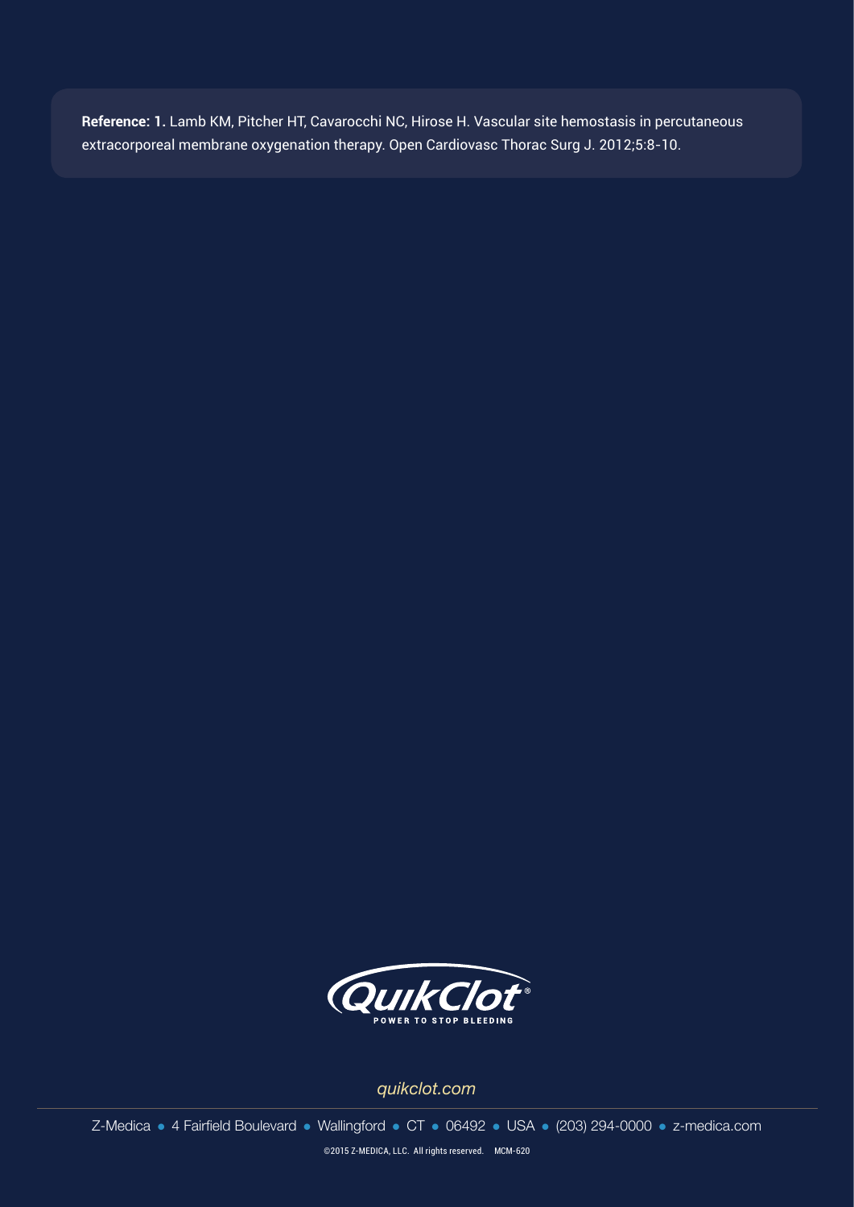**Reference: 1.** Lamb KM, Pitcher HT, Cavarocchi NC, Hirose H. Vascular site hemostasis in percutaneous extracorporeal membrane oxygenation therapy. Open Cardiovasc Thorac Surg J. 2012;5:8-10.

QuikClot®

POWER TO STOP BLEEDING

*quikclot.com*

Z-Medica • 4 Fairfield Boulevard • Wallingford • CT • 06492 • USA • (203) 294-0000 • z-medica.com

©2015 Z-MEDICA, LLC. All rights reserved. MCM-620